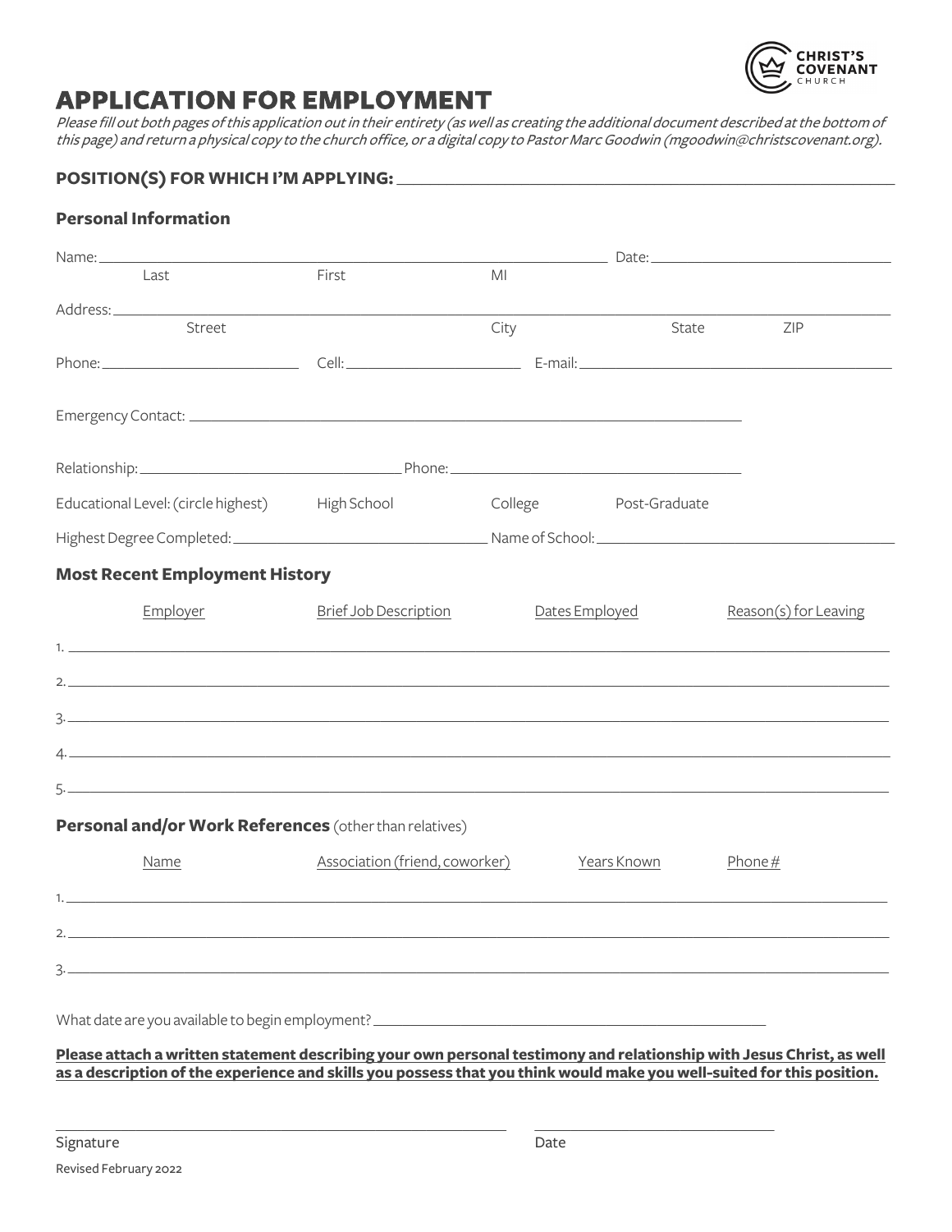CHRIST'S COVENANT CHURCH

# APPLICATION FOR EMPLOYMENT

*Please fill out both pages of this application out in their entirety (as well as creating the additional document described at the bottom of this page) and return a physical copy to the church office, or a digital copy to Pastor Marc Goodwin (mgoodwin@christscovenant.org).*

**POSITION(S) FOR WHICH I'M APPLYING:** ____________________________________________

## Personal Information

Name: ____________________________________________ Date: ____________________
Last First MI

Address: ____________________________________________________________________
Street City State ZIP

Phone: ____________________ Cell: ____________________ E-mail: ____________________

Emergency Contact: ____________________________________________

Relationship: ____________________ Phone: ____________________

Educational Level: (circle highest) High School College Post-Graduate

Highest Degree Completed: ____________________ Name of School: ____________________

## Most Recent Employment History

| | Employer | Brief Job Description | Dates Employed | Reason(s) for Leaving |
|---|---|---|---|---|
| 1. | | | | |
| 2. | | | | |
| 3. | | | | |
| 4. | | | | |
| 5. | | | | |

## Personal and/or Work References (other than relatives)

| | Name | Association (friend, coworker) | Years Known | Phone # |
|---|---|---|---|---|
| 1. | | | | |
| 2. | | | | |
| 3. | | | | |

What date are you available to begin employment? ____________________________________________

**Please attach a written statement describing your own personal testimony and relationship with Jesus Christ, as well as a description of the experience and skills you possess that you think would make you well-suited for this position.**

____________________________________________ ____________________

Signature Date

Revised February 2022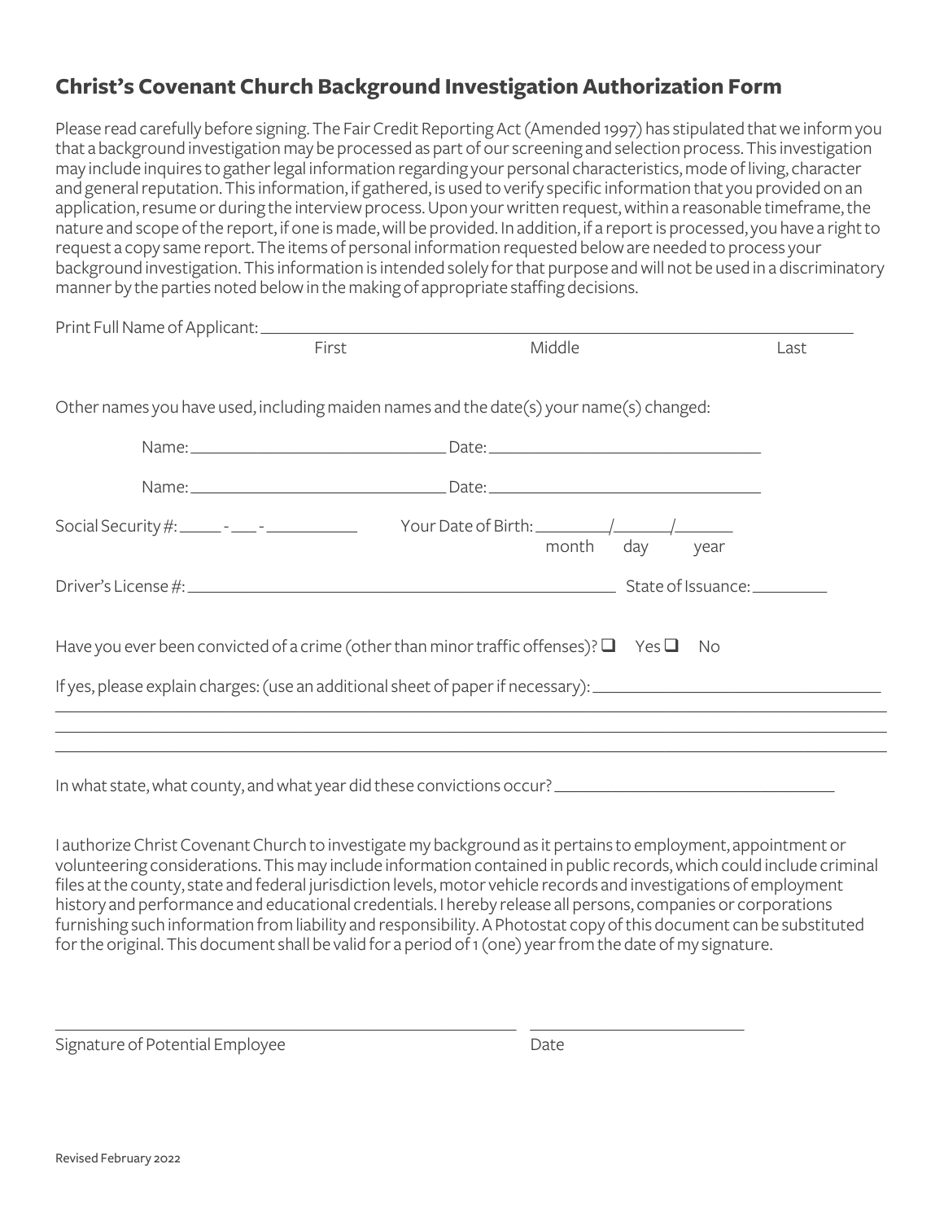## Christ's Covenant Church Background Investigation Authorization Form

Please read carefully before signing. The Fair Credit Reporting Act (Amended 1997) has stipulated that we inform you that a background investigation may be processed as part of our screening and selection process. This investigation may include inquires to gather legal information regarding your personal characteristics, mode of living, character and general reputation. This information, if gathered, is used to verify specific information that you provided on an application, resume or during the interview process. Upon your written request, within a reasonable timeframe, the nature and scope of the report, if one is made, will be provided. In addition, if a report is processed, you have a right to request a copy same report. The items of personal information requested below are needed to process your background investigation. This information is intended solely for that purpose and will not be used in a discriminatory manner by the parties noted below in the making of appropriate staffing decisions.

Print Full Name of Applicant: ______________________________________________

First Middle Last

Other names you have used, including maiden names and the date(s) your name(s) changed:

Name: ______________________ Date: ______________________

Name: ______________________ Date: ______________________

Social Security #: _____ - ___ - ________ Your Date of Birth: ______/______/______
month day year

Driver's License #: ______________________________ State of Issuance: ________

Have you ever been convicted of a crime (other than minor traffic offenses)? ☐ Yes ☐ No

If yes, please explain charges: (use an additional sheet of paper if necessary): ______________________

______________________________________________________________________

______________________________________________________________________

______________________________________________________________________

In what state, what county, and what year did these convictions occur? ______________________

I authorize Christ Covenant Church to investigate my background as it pertains to employment, appointment or volunteering considerations. This may include information contained in public records, which could include criminal files at the county, state and federal jurisdiction levels, motor vehicle records and investigations of employment history and performance and educational credentials. I hereby release all persons, companies or corporations furnishing such information from liability and responsibility. A Photostat copy of this document can be substituted for the original. This document shall be valid for a period of 1 (one) year from the date of my signature.

______________________________________ ____________________

Signature of Potential Employee Date

Revised February 2022